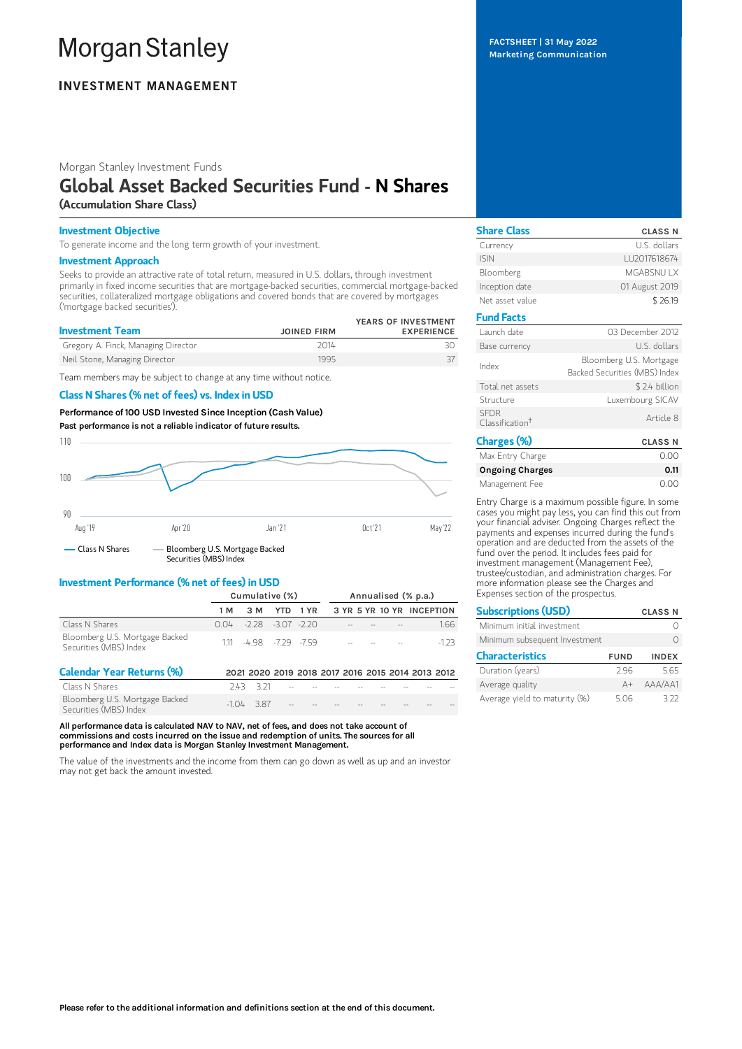Morgan Stanley

INVESTMENT MANAGEMENT

FACTSHEET | 31 May 2022
Marketing Communication

Morgan Stanley Investment Funds

# Global Asset Backed Securities Fund - **N Shares**

**(Accumulation Share Class)**

## Investment Objective

To generate income and the long term growth of your investment.

## Investment Approach

Seeks to provide an attractive rate of total return, measured in U.S. dollars, through investment primarily in fixed income securities that are mortgage-backed securities, commercial mortgage-backed securities, collateralized mortgage obligations and covered bonds that are covered by mortgages ('mortgage backed securities').

| Investment Team | JOINED FIRM | YEARS OF INVESTMENT EXPERIENCE |
|---|---|---|
| Gregory A. Finck, Managing Director | 2014 | 30 |
| Neil Stone, Managing Director | 1995 | 37 |

Team members may be subject to change at any time without notice.

## Class N Shares (% net of fees) vs. Index in USD

**Performance of 100 USD Invested Since Inception (Cash Value)**

**Past performance is not a reliable indicator of future results.**

— Class N Shares — Bloomberg U.S. Mortgage Backed Securities (MBS) Index

## Investment Performance (% net of fees) in USD

| | Cumulative (%) | | | | Annualised (% p.a.) | | | |
|---|---|---|---|---|---|---|---|---|
| | 1 M | 3 M | YTD | 1 YR | 3 YR | 5 YR | 10 YR | INCEPTION |
| Class N Shares | 0.04 | -2.28 | -3.07 | -2.20 | -- | -- | -- | 1.66 |
| Bloomberg U.S. Mortgage Backed Securities (MBS) Index | 1.11 | -4.98 | -7.29 | -7.59 | -- | -- | -- | -1.23 |

## Calendar Year Returns (%)

| | 2021 | 2020 | 2019 | 2018 | 2017 | 2016 | 2015 | 2014 | 2013 | 2012 |
|---|---|---|---|---|---|---|---|---|---|---|
| Class N Shares | 2.43 | 3.21 | -- | -- | -- | -- | -- | -- | -- | -- |
| Bloomberg U.S. Mortgage Backed Securities (MBS) Index | -1.04 | 3.87 | -- | -- | -- | -- | -- | -- | -- | -- |

**All performance data is calculated NAV to NAV, net of fees, and does not take account of commissions and costs incurred on the issue and redemption of units. The sources for all performance and Index data is Morgan Stanley Investment Management.**

The value of the investments and the income from them can go down as well as up and an investor may not get back the amount invested.

## Share Class

| | CLASS N |
|---|---|
| Currency | U.S. dollars |
| ISIN | LU2017618674 |
| Bloomberg | MGABSNU LX |
| Inception date | 01 August 2019 |
| Net asset value | $ 26.19 |

## Fund Facts

| | |
|---|---|
| Launch date | 03 December 2012 |
| Base currency | U.S. dollars |
| Index | Bloomberg U.S. Mortgage Backed Securities (MBS) Index |
| Total net assets | $ 2.4 billion |
| Structure | Luxembourg SICAV |
| SFDR Classification† | Article 8 |

## Charges (%)

| | CLASS N |
|---|---|
| Max Entry Charge | 0.00 |
| **Ongoing Charges** | **0.11** |
| Management Fee | 0.00 |

Entry Charge is a maximum possible figure. In some cases you might pay less, you can find this out from your financial adviser. Ongoing Charges reflect the payments and expenses incurred during the fund's operation and are deducted from the assets of the fund over the period. It includes fees paid for investment management (Management Fee), trustee/custodian, and administration charges. For more information please see the Charges and Expenses section of the prospectus.

## Subscriptions (USD)

| | CLASS N |
|---|---|
| Minimum initial investment | 0 |
| Minimum subsequent Investment | 0 |

## Characteristics

| | FUND | INDEX |
|---|---|---|
| Duration (years) | 2.96 | 5.65 |
| Average quality | A+ | AAA/AA1 |
| Average yield to maturity (%) | 5.06 | 3.22 |

**Please refer to the additional information and definitions section at the end of this document.**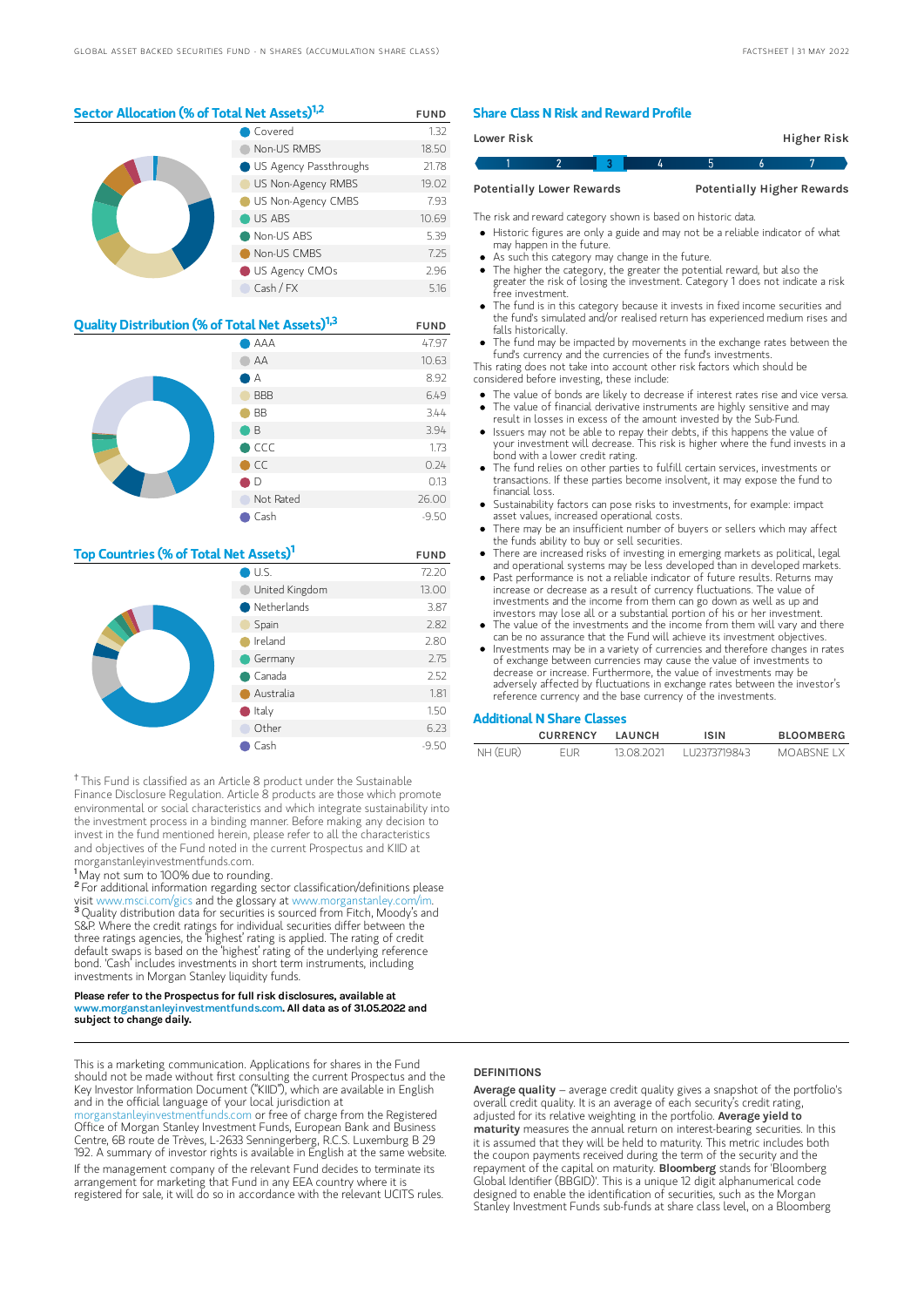## Sector Allocation (% of Total Net Assets)[1,2]

| | FUND |
|---|---|
| Covered | 1.32 |
| Non-US RMBS | 18.50 |
| US Agency Passthroughs | 21.78 |
| US Non-Agency RMBS | 19.02 |
| US Non-Agency CMBS | 7.93 |
| US ABS | 10.69 |
| Non-US ABS | 5.39 |
| Non-US CMBS | 7.25 |
| US Agency CMOs | 2.96 |
| Cash / FX | 5.16 |

## Quality Distribution (% of Total Net Assets)[1,3]

| | FUND |
|---|---|
| AAA | 47.97 |
| AA | 10.63 |
| A | 8.92 |
| BBB | 6.49 |
| BB | 3.44 |
| B | 3.94 |
| CCC | 1.73 |
| CC | 0.24 |
| D | 0.13 |
| Not Rated | 26.00 |
| Cash | -9.50 |

## Top Countries (% of Total Net Assets)[1]

| | FUND |
|---|---|
| U.S. | 72.20 |
| United Kingdom | 13.00 |
| Netherlands | 3.87 |
| Spain | 2.82 |
| Ireland | 2.80 |
| Germany | 2.75 |
| Canada | 2.52 |
| Australia | 1.81 |
| Italy | 1.50 |
| Other | 6.23 |
| Cash | -9.50 |

† This Fund is classified as an Article 8 product under the Sustainable Finance Disclosure Regulation. Article 8 products are those which promote environmental or social characteristics and which integrate sustainability into the investment process in a binding manner. Before making any decision to invest in the fund mentioned herein, please refer to all the characteristics and objectives of the Fund noted in the current Prospectus and KIID at morganstanleyinvestmentfunds.com.

[1] May not sum to 100% due to rounding.

[2] For additional information regarding sector classification/definitions please visit www.msci.com/gics and the glossary at www.morganstanley.com/im.

[3] Quality distribution data for securities is sourced from Fitch, Moody's and S&P. Where the credit ratings for individual securities differ between the three ratings agencies, the 'highest' rating is applied. The rating of credit default swaps is based on the 'highest' rating of the underlying reference bond. 'Cash' includes investments in short term instruments, including investments in Morgan Stanley liquidity funds.

**Please refer to the Prospectus for full risk disclosures, available at www.morganstanleyinvestmentfunds.com. All data as of 31.05.2022 and subject to change daily.**

## Share Class N Risk and Reward Profile

| Lower Risk | | | | | | Higher Risk |
|---|---|---|---|---|---|---|
| 1 | 2 | **3** | 4 | 5 | 6 | 7 |
| Potentially Lower Rewards | | | | | | Potentially Higher Rewards |

The risk and reward category shown is based on historic data.

- Historic figures are only a guide and may not be a reliable indicator of what may happen in the future.
- As such this category may change in the future.
- The higher the category, the greater the potential reward, but also the greater the risk of losing the investment. Category 1 does not indicate a risk free investment.
- The fund is in this category because it invests in fixed income securities and the fund's simulated and/or realized return has experienced medium rises and falls historically.
- The fund may be impacted by movements in the exchange rates between the fund's currency and the currencies of the fund's investments.

This rating does not take into account other risk factors which should be considered before investing, these include:

- The value of bonds are likely to decrease if interest rates rise and vice versa.
- The value of financial derivative instruments are highly sensitive and may result in losses in excess of the amount invested by the Sub-Fund.
- Issuers may not be able to repay their debts, if this happens the value of your investment will decrease. This risk is higher where the fund invests in a bond with a lower credit rating.
- The fund relies on other parties to fulfill certain services, investments or transactions. If these parties become insolvent, it may expose the fund to financial loss.
- Sustainability factors can pose risks to investments, for example: impact asset values, increased operational costs.
- There may be an insufficient number of buyers or sellers which may affect the funds ability to buy or sell securities.
- There are increased risks of investing in emerging markets as political, legal and operational systems may be less developed than in developed markets.
- Past performance is not a reliable indicator of future results. Returns may increase or decrease as a result of currency fluctuations. The value of investments and the income from them can go down as well as up and investors may lose all or a substantial portion of his or her investment.
- The value of the investments and the income from them will vary and there can be no assurance that the Fund will achieve its investment objectives.
- Investments may be in a variety of currencies and therefore changes in rates of exchange between currencies may cause the value of investments to decrease or increase. Furthermore, the value of investments may be adversely affected by fluctuations in exchange rates between the investor's reference currency and the base currency of the investments.

## Additional N Share Classes

| | CURRENCY | LAUNCH | ISIN | BLOOMBERG |
|---|---|---|---|---|
| NH (EUR) | EUR | 13.08.2021 | LU2373719843 | MOABSNE LX |

This is a marketing communication. Applications for shares in the Fund should not be made without first consulting the current Prospectus and the Key Investor Information Document ("KIID"), which are available in English and in the official language of your local jurisdiction at morganstanleyinvestmentfunds.com or free of charge from the Registered Office of Morgan Stanley Investment Funds, European Bank and Business Centre, 6B route de Trèves, L-2633 Senningerberg, R.C.S. Luxemburg B 29 192. A summary of investor rights is available in English at the same website.

If the management company of the relevant Fund decides to terminate its arrangement for marketing that Fund in any EEA country where it is registered for sale, it will do so in accordance with the relevant UCITS rules.

### DEFINITIONS

**Average quality** – average credit quality gives a snapshot of the portfolio's overall credit quality. It is an average of each security's credit rating, adjusted for its relative weighting in the portfolio. **Average yield to maturity** measures the annual return on interest-bearing securities. In this it is assumed that they will be held to maturity. This metric includes both the coupon payments received during the term of the security and the repayment of the capital on maturity. **Bloomberg** stands for 'Bloomberg Global Identifier (BBGID)'. This is a unique 12 digit alphanumerical code designed to enable the identification of securities, such as the Morgan Stanley Investment Funds sub-funds at share class level, on a Bloomberg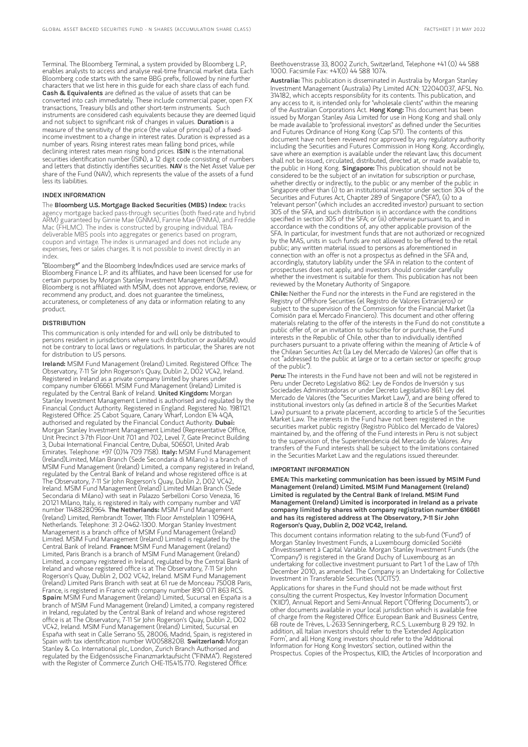Terminal. The Bloomberg Terminal, a system provided by Bloomberg L.P., enables analysts to access and analyse real-time financial market data. Each Bloomberg code starts with the same BBG prefix, followed by nine further characters that we list here in this guide for each share class of each fund. **Cash & Equivalents** are defined as the value of assets that can be converted into cash immediately. These include commercial paper, open FX transactions, Treasury bills and other short-term instruments. Such instruments are considered cash equivalents because they are deemed liquid and not subject to significant risk of changes in values. **Duration** is a measure of the sensitivity of the price (the value of principal) of a fixed-income investment to a change in interest rates. Duration is expressed as a number of years. Rising interest rates mean falling bond prices, while declining interest rates mean rising bond prices. **ISIN** is the international securities identification number (ISIN), a 12 digit code consisting of numbers and letters that distinctly identifies securities. **NAV** is the Net Asset Value per share of the Fund (NAV), which represents the value of the assets of a fund less its liabilities.

### INDEX INFORMATION

The **Bloomberg U.S. Mortgage Backed Securities (MBS) Index:** tracks agency mortgage backed pass-through securities (both fixed-rate and hybrid ARM) guaranteed by Ginnie Mae (GNMA), Fannie Mae (FNMA), and Freddie Mac (FHLMC). The index is constructed by grouping individual TBA-deliverable MBS pools into aggregates or generics based on program, coupon and vintage. The index is unmanaged and does not include any expenses, fees or sales charges. It is not possible to invest directly in an index.

"Bloomberg®" and the Bloomberg Index/Indices used are service marks of Bloomberg Finance L.P. and its affiliates, and have been licensed for use for certain purposes by Morgan Stanley Investment Management (MSIM). Bloomberg is not affiliated with MSIM, does not approve, endorse, review, or recommend any product, and. does not guarantee the timeliness, accurateness, or completeness of any data or information relating to any product.

### DISTRIBUTION

This communication is only intended for and will only be distributed to persons resident in jurisdictions where such distribution or availability would not be contrary to local laws or regulations. In particular, the Shares are not for distribution to US persons.

**Ireland:** MSIM Fund Management (Ireland) Limited. Registered Office: The Observatory, 7-11 Sir John Rogerson's Quay, Dublin 2, D02 VC42, Ireland. Registered in Ireland as a private company limited by shares under company number 616661. MSIM Fund Management (Ireland) Limited is regulated by the Central Bank of Ireland. **United Kingdom:** Morgan Stanley Investment Management Limited is authorised and regulated by the Financial Conduct Authority. Registered in England. Registered No. 1981121. Registered Office: 25 Cabot Square, Canary Wharf, London E14 4QA, authorised and regulated by the Financial Conduct Authority. **Dubai:** Morgan Stanley Investment Management Limited (Representative Office, Unit Precinct 3-7th Floor-Unit 701 and 702, Level 7, Gate Precinct Building 3, Dubai International Financial Centre, Dubai, 506501, United Arab Emirates. Telephone: +97 (0)14 709 7158). **Italy:** MSIM Fund Management (Ireland)Limited, Milan Branch (Sede Secondaria di Milano) is a branch of MSIM Fund Management (Ireland) Limited, a company registered in Ireland, regulated by the Central Bank of Ireland and whose registered office is at The Observatory, 7-11 Sir John Rogerson's Quay, Dublin 2, D02 VC42, Ireland. MSIM Fund Management (Ireland) Limited Milan Branch (Sede Secondaria di Milano) with seat in Palazzo Serbelloni Corso Venezia, 16 20121 Milano, Italy, is registered in Italy with company number and VAT number 11488280964. **The Netherlands:** MSIM Fund Management (Ireland) Limited, Rembrandt Tower, 11th Floor Amstelplein 1 1096HA, Netherlands. Telephone: 31 2-0462-1300. Morgan Stanley Investment Management is a branch office of MSIM Fund Management (Ireland) Limited. MSIM Fund Management (Ireland) Limited is regulated by the Central Bank of Ireland. **France:** MSIM Fund Management (Ireland) Limited, Paris Branch is a branch of MSIM Fund Management (Ireland) Limited, a company registered in Ireland, regulated by the Central Bank of Ireland and whose registered office is at The Observatory, 7-11 Sir John Rogerson's Quay, Dublin 2, D02 VC42, Ireland. MSIM Fund Management (Ireland) Limited Paris Branch with seat at 61 rue de Monceau 75008 Paris, France, is registered in France with company number 890 071 863 RCS. **Spain:** MSIM Fund Management (Ireland) Limited, Sucursal en España is a branch of MSIM Fund Management (Ireland) Limited, a company registered in Ireland, regulated by the Central Bank of Ireland and whose registered office is at The Observatory, 7-11 Sir John Rogerson's Quay, Dublin 2, D02 VC42, Ireland. MSIM Fund Management (Ireland) Limited, Sucursal en España with seat in Calle Serrano 55, 28006, Madrid, Spain, is registered in Spain with tax identification number W0058820B. **Switzerland:** Morgan Stanley & Co. International plc, London, Zurich Branch Authorised and regulated by the Eidgenössische Finanzmarktaufsicht ("FINMA"). Registered with the Register of Commerce Zurich CHE-115.415.770. Registered Office: Beethovenstrasse 33, 8002 Zurich, Switzerland, Telephone +41 (0) 44 588 1000. Facsimile Fax: +41(0) 44 588 1074.

**Australia:** This publication is disseminated in Australia by Morgan Stanley Investment Management (Australia) Pty Limited ACN: 122040037, AFSL No. 314182, which accepts responsibility for its contents. This publication, and any access to it, is intended only for "wholesale clients" within the meaning of the Australian Corporations Act. **Hong Kong:** This document has been issued by Morgan Stanley Asia Limited for use in Hong Kong and shall only be made available to "professional investors" as defined under the Securities and Futures Ordinance of Hong Kong (Cap 571). The contents of this document have not been reviewed nor approved by any regulatory authority including the Securities and Futures Commission in Hong Kong. Accordingly, save where an exemption is available under the relevant law, this document shall not be issued, circulated, distributed, directed at, or made available to, the public in Hong Kong. **Singapore:** This publication should not be considered to be the subject of an invitation for subscription or purchase, whether directly or indirectly, to the public or any member of the public in Singapore other than (i) to an institutional investor under section 304 of the Securities and Futures Act, Chapter 289 of Singapore ("SFA"), (ii) to a "relevant person" (which includes an accredited investor) pursuant to section 305 of the SFA, and such distribution is in accordance with the conditions specified in section 305 of the SFA; or (iii) otherwise pursuant to, and in accordance with the conditions of, any other applicable provision of the SFA. In particular, for investment funds that are not authorized or recognized by the MAS, units in such funds are not allowed to be offered to the retail public; any written material issued to persons as aforementioned in connection with an offer is not a prospectus as defined in the SFA and, accordingly, statutory liability under the SFA in relation to the content of prospectuses does not apply, and investors should consider carefully whether the investment is suitable for them. This publication has not been reviewed by the Monetary Authority of Singapore.

**Chile:** Neither the Fund nor the interests in the Fund are registered in the Registry of Offshore Securities (el Registro de Valores Extranjeros) or subject to the supervision of the Commission for the Financial Market (la Comisión para el Mercado Financiero). This document and other offering materials relating to the offer of the interests in the Fund do not constitute a public offer of, or an invitation to subscribe for or purchase, the Fund interests in the Republic of Chile, other than to individually identified purchasers pursuant to a private offering within the meaning of Article 4 of the Chilean Securities Act (la Ley del Mercado de Valores) (an offer that is not "addressed to the public at large or to a certain sector or specific group of the public").

**Peru:** The interests in the Fund have not been and will not be registered in Peru under Decreto Legislativo 862: Ley de Fondos de Inversión y sus Sociedades Administradoras or under Decreto Legislativo 861: Ley del Mercado de Valores (the "Securities Market Law"), and are being offered to institutional investors only (as defined in article 8 of the Securities Market Law) pursuant to a private placement, according to article 5 of the Securities Market Law. The interests in the Fund have not been registered in the securities market public registry (Registro Público del Mercado de Valores) maintained by, and the offering of the Fund interests in Peru is not subject to the supervision of, the Superintendencia del Mercado de Valores. Any transfers of the Fund interests shall be subject to the limitations contained in the Securities Market Law and the regulations issued thereunder.

### IMPORTANT INFORMATION

**EMEA: This marketing communication has been issued by MSIM Fund Management (Ireland) Limited. MSIM Fund Management (Ireland) Limited is regulated by the Central Bank of Ireland. MSIM Fund Management (Ireland) Limited is incorporated in Ireland as a private company limited by shares with company registration number 616661 and has its registered address at The Observatory, 7-11 Sir John Rogerson's Quay, Dublin 2, D02 VC42, Ireland.**

This document contains information relating to the sub-fund ("Fund") of Morgan Stanley Investment Funds, a Luxembourg domiciled Société d'Investissement à Capital Variable. Morgan Stanley Investment Funds (the "Company") is registered in the Grand Duchy of Luxembourg as an undertaking for collective investment pursuant to Part 1 of the Law of 17th December 2010, as amended. The Company is an Undertaking for Collective Investment in Transferable Securities ("UCITS").

Applications for shares in the Fund should not be made without first consulting the current Prospectus, Key Investor Information Document ("KIID"), Annual Report and Semi-Annual Report ("Offering Documents"), or other documents available in your local jurisdiction which is available free of charge from the Registered Office: European Bank and Business Centre, 6B route de Trèves, L-2633 Senningerberg, R.C.S. Luxemburg B 29 192. In addition, all Italian investors should refer to the 'Extended Application Form', and all Hong Kong investors should refer to the 'Additional Information for Hong Kong Investors' section, outlined within the Prospectus. Copies of the Prospectus, KIID, the Articles of Incorporation and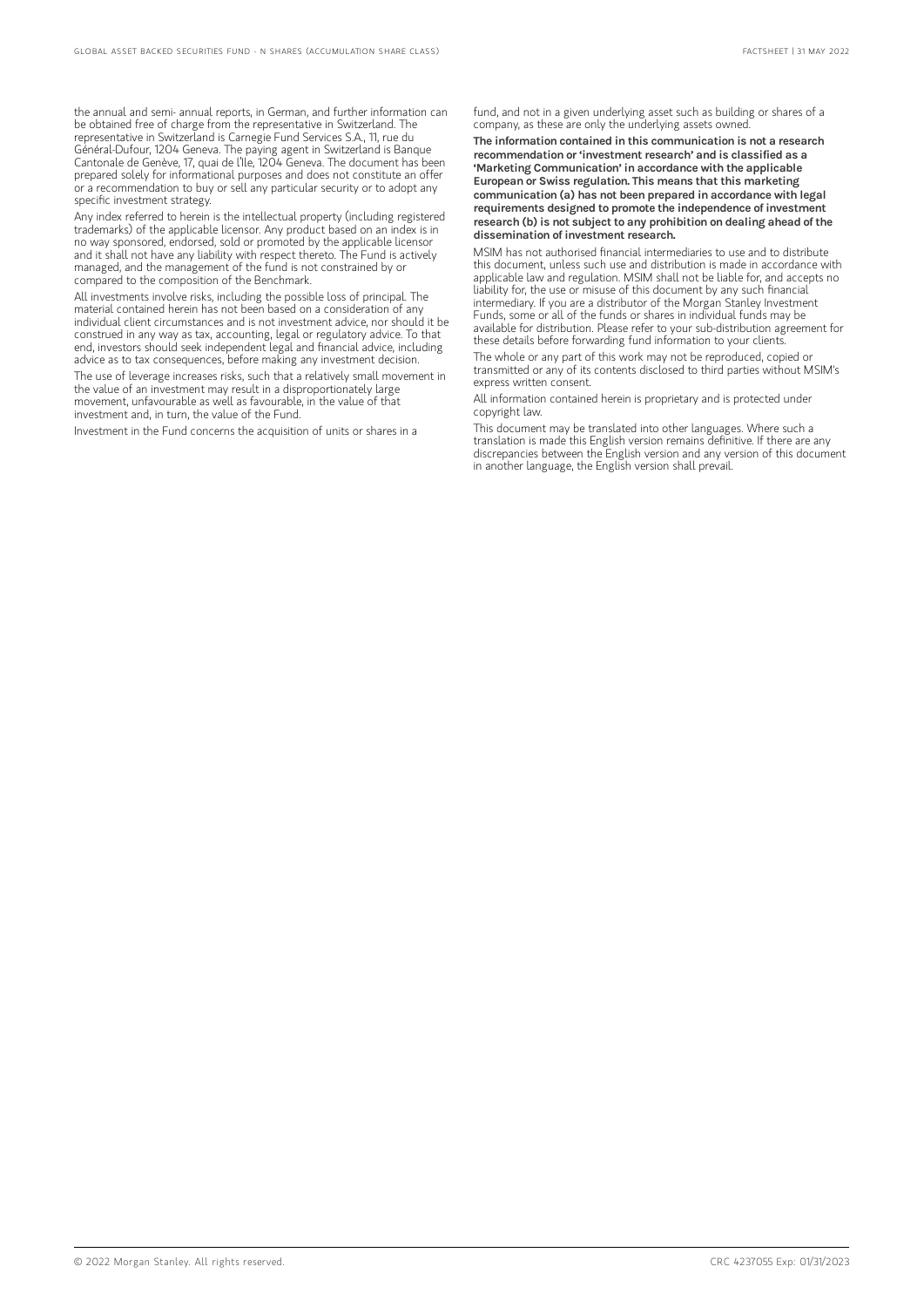the annual and semi- annual reports, in German, and further information can be obtained free of charge from the representative in Switzerland. The representative in Switzerland is Carnegie Fund Services S.A., 11, rue du Général-Dufour, 1204 Geneva. The paying agent in Switzerland is Banque Cantonale de Genève, 17, quai de l'Ile, 1204 Geneva. The document has been prepared solely for informational purposes and does not constitute an offer or a recommendation to buy or sell any particular security or to adopt any specific investment strategy.

Any index referred to herein is the intellectual property (including registered trademarks) of the applicable licensor. Any product based on an index is in no way sponsored, endorsed, sold or promoted by the applicable licensor and it shall not have any liability with respect thereto. The Fund is actively managed, and the management of the fund is not constrained by or compared to the composition of the Benchmark.

All investments involve risks, including the possible loss of principal. The material contained herein has not been based on a consideration of any individual client circumstances and is not investment advice, nor should it be construed in any way as tax, accounting, legal or regulatory advice. To that end, investors should seek independent legal and financial advice, including advice as to tax consequences, before making any investment decision.

The use of leverage increases risks, such that a relatively small movement in the value of an investment may result in a disproportionately large movement, unfavourable as well as favourable, in the value of that investment and, in turn, the value of the Fund.

Investment in the Fund concerns the acquisition of units or shares in a fund, and not in a given underlying asset such as building or shares of a company, as these are only the underlying assets owned.

**The information contained in this communication is not a research recommendation or 'investment research' and is classified as a 'Marketing Communication' in accordance with the applicable European or Swiss regulation. This means that this marketing communication (a) has not been prepared in accordance with legal requirements designed to promote the independence of investment research (b) is not subject to any prohibition on dealing ahead of the dissemination of investment research.**

MSIM has not authorised financial intermediaries to use and to distribute this document, unless such use and distribution is made in accordance with applicable law and regulation. MSIM shall not be liable for, and accepts no liability for, the use or misuse of this document by any such financial intermediary. If you are a distributor of the Morgan Stanley Investment Funds, some or all of the funds or shares in individual funds may be available for distribution. Please refer to your sub-distribution agreement for these details before forwarding fund information to your clients.

The whole or any part of this work may not be reproduced, copied or transmitted or any of its contents disclosed to third parties without MSIM's express written consent.

All information contained herein is proprietary and is protected under copyright law.

This document may be translated into other languages. Where such a translation is made this English version remains definitive. If there are any discrepancies between the English version and any version of this document in another language, the English version shall prevail.

© 2022 Morgan Stanley. All rights reserved.

CRC 4237055 Exp: 01/31/2023